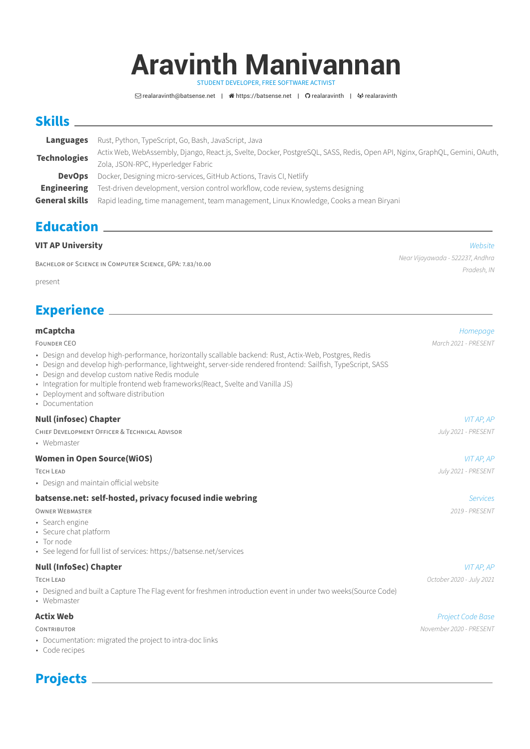# Aravinth Manivannan

STUDENT DEVELOPER, FREE SOFTWARE ACTIVIST

realaravinth@batsense.net | https://batsense.net | realaravinth | realaravinth

## Skills

| | |
|---|---|
| **Languages** | Rust, Python, TypeScript, Go, Bash, JavaScript, Java |
| **Technologies** | Actix Web, WebAssembly, Django, React.js, Svelte, Docker, PostgreSQL, SASS, Redis, Open API, Nginx, GraphQL, Gemini, OAuth, Zola, JSON-RPC, Hyperledger Fabric |
| **DevOps** | Docker, Designing micro-services, GitHub Actions, Travis CI, Netlify |
| **Engineering** | Test-driven development, version control workflow, code review, systems designing |
| **General skills** | Rapid leading, time management, team management, Linux Knowledge, Cooks a mean Biryani |

## Education

**VIT AP University** — *Website*

BACHELOR OF SCIENCE IN COMPUTER SCIENCE, GPA: 7.83/10.00 — *Near Vijayawada - 522237, Andhra Pradesh, IN*

present

## Experience

**mCaptcha** — *Homepage*

FOUNDER CEO — *March 2021 - PRESENT*

- Design and develop high-performance, horizontally scalable backend: Rust, Actix-Web, Postgres, Redis
- Design and develop high-performance, lightweight, server-side rendered frontend: Sailfish, TypeScript, SASS
- Design and develop custom native Redis module
- Integration for multiple frontend web frameworks(React, Svelte and Vanilla JS)
- Deployment and software distribution
- Documentation

**Null (infosec) Chapter** — *VIT AP, AP*

CHIEF DEVELOPMENT OFFICER & TECHNICAL ADVISOR — *July 2021 - PRESENT*

- Webmaster

**Women in Open Source(WiOS)** — *VIT AP, AP*

TECH LEAD — *July 2021 - PRESENT*

- Design and maintain official website

**batsense.net: self-hosted, privacy focused indie webring** — *Services*

OWNER WEBMASTER — *2019 - PRESENT*

- Search engine
- Secure chat platform
- Tor node
- See legend for full list of services: https://batsense.net/services

**Null (InfoSec) Chapter** — *VIT AP, AP*

TECH LEAD — *October 2020 - July 2021*

- Designed and built a Capture The Flag event for freshmen introduction event in under two weeks(Source Code)
- Webmaster

**Actix Web** — *Project Code Base*

CONTRIBUTOR — *November 2020 - PRESENT*

- Documentation: migrated the project to intra-doc links
- Code recipes

## Projects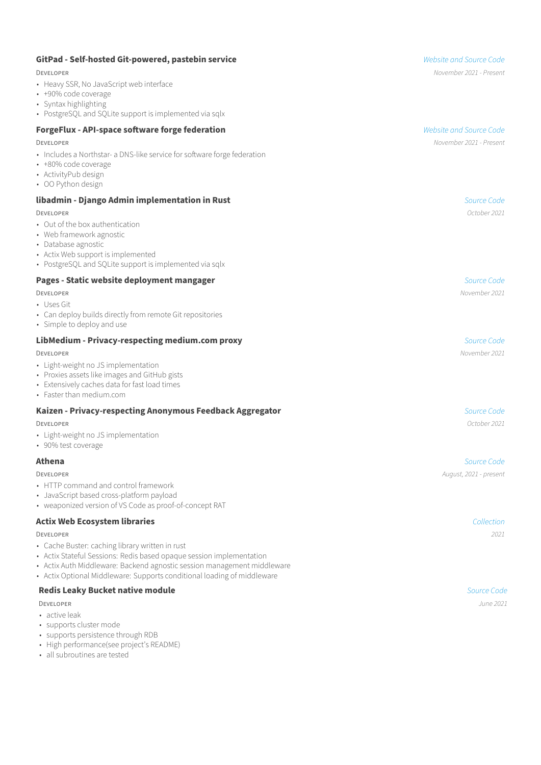### GitPad - Self-hosted Git-powered, pastebin service

*Website and Source Code*

DEVELOPER — *November 2021 - Present*

- Heavy SSR, No JavaScript web interface
- +90% code coverage
- Syntax highlighting
- PostgreSQL and SQLite support is implemented via sqlx

### ForgeFlux - API-space software forge federation

*Website and Source Code*

DEVELOPER — *November 2021 - Present*

- Includes a Northstar- a DNS-like service for software forge federation
- +80% code coverage
- ActivityPub design
- OO Python design

### libadmin - Django Admin implementation in Rust

*Source Code*

DEVELOPER — *October 2021*

- Out of the box authentication
- Web framework agnostic
- Database agnostic
- Actix Web support is implemented
- PostgreSQL and SQLite support is implemented via sqlx

### Pages - Static website deployment mangager

*Source Code*

DEVELOPER — *November 2021*

- Uses Git
- Can deploy builds directly from remote Git repositories
- Simple to deploy and use

### LibMedium - Privacy-respecting medium.com proxy

*Source Code*

DEVELOPER — *November 2021*

- Light-weight no JS implementation
- Proxies assets like images and GitHub gists
- Extensively caches data for fast load times
- Faster than medium.com

### Kaizen - Privacy-respecting Anonymous Feedback Aggregator

*Source Code*

DEVELOPER — *October 2021*

- Light-weight no JS implementation
- 90% test coverage

### Athena

*Source Code*

DEVELOPER — *August, 2021 - present*

- HTTP command and control framework
- JavaScript based cross-platform payload
- weaponized version of VS Code as proof-of-concept RAT

### Actix Web Ecosystem libraries

*Collection*

DEVELOPER — *2021*

- Cache Buster: caching library written in rust
- Actix Stateful Sessions: Redis based opaque session implementation
- Actix Auth Middleware: Backend agnostic session management middleware
- Actix Optional Middleware: Supports conditional loading of middleware

### Redis Leaky Bucket native module

*Source Code*

DEVELOPER — *June 2021*

- active leak
- supports cluster mode
- supports persistence through RDB
- High performance(see project's README)
- all subroutines are tested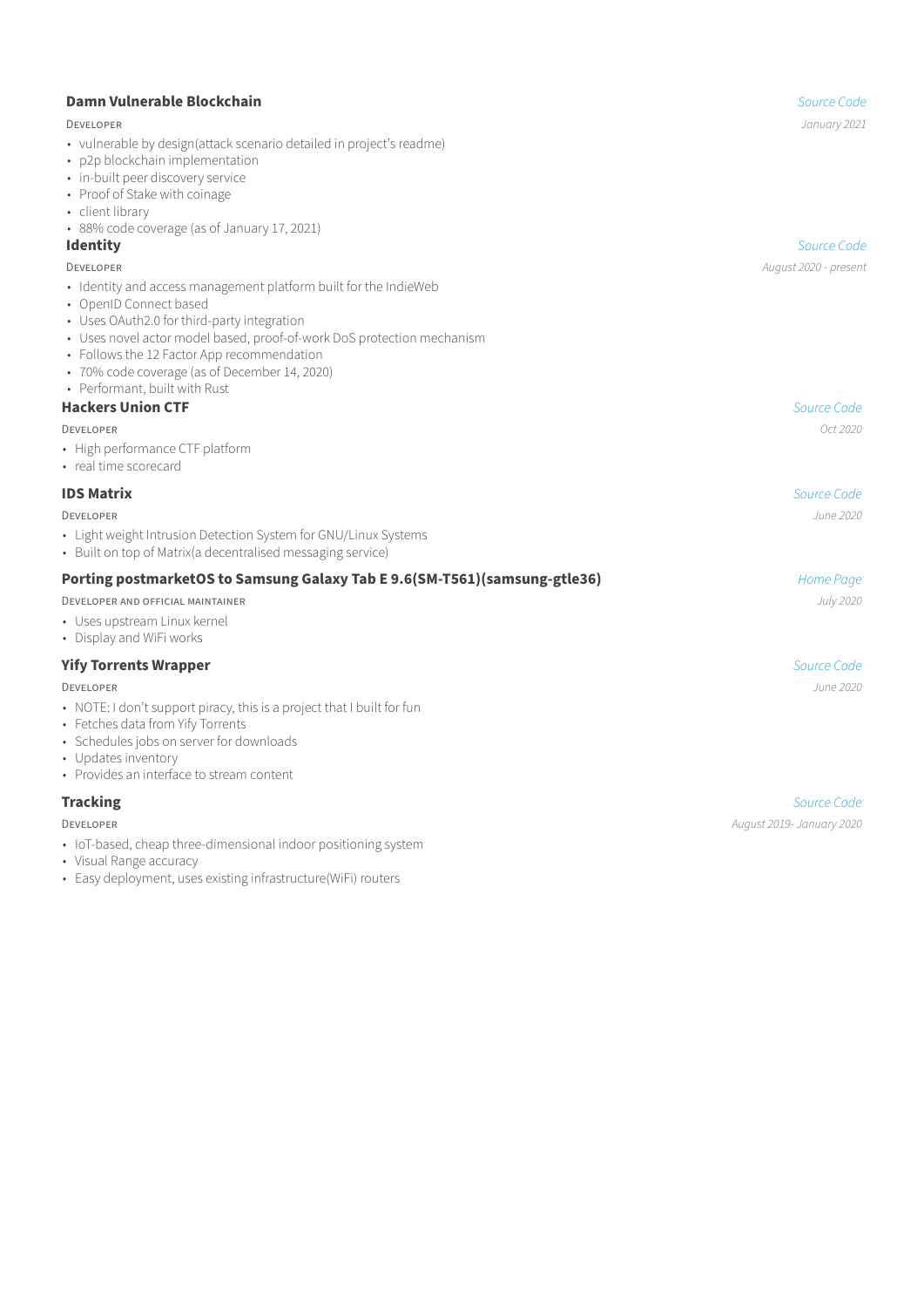### Damn Vulnerable Blockchain

[Source Code]

DEVELOPER — *January 2021*

- vulnerable by design(attack scenario detailed in project's readme)
- p2p blockchain implementation
- in-built peer discovery service
- Proof of Stake with coinage
- client library
- 88% code coverage (as of January 17, 2021)

### Identity

[Source Code]

DEVELOPER — *August 2020 - present*

- Identity and access management platform built for the IndieWeb
- OpenID Connect based
- Uses OAuth2.0 for third-party integration
- Uses novel actor model based, proof-of-work DoS protection mechanism
- Follows the 12 Factor App recommendation
- 70% code coverage (as of December 14, 2020)
- Performant, built with Rust

### Hackers Union CTF

[Source Code]

DEVELOPER — *Oct 2020*

- High performance CTF platform
- real time scorecard

### IDS Matrix

[Source Code]

DEVELOPER — *June 2020*

- Light weight Intrusion Detection System for GNU/Linux Systems
- Built on top of Matrix(a decentralised messaging service)

### Porting postmarketOS to Samsung Galaxy Tab E 9.6(SM-T561)(samsung-gtle36)

[Home Page]

DEVELOPER AND OFFICIAL MAINTAINER — *July 2020*

- Uses upstream Linux kernel
- Display and WiFi works

### Yify Torrents Wrapper

[Source Code]

DEVELOPER — *June 2020*

- NOTE: I don't support piracy, this is a project that I built for fun
- Fetches data from Yify Torrents
- Schedules jobs on server for downloads
- Updates inventory
- Provides an interface to stream content

### Tracking

[Source Code]

DEVELOPER — *August 2019- January 2020*

- IoT-based, cheap three-dimensional indoor positioning system
- Visual Range accuracy
- Easy deployment, uses existing infrastructure(WiFi) routers